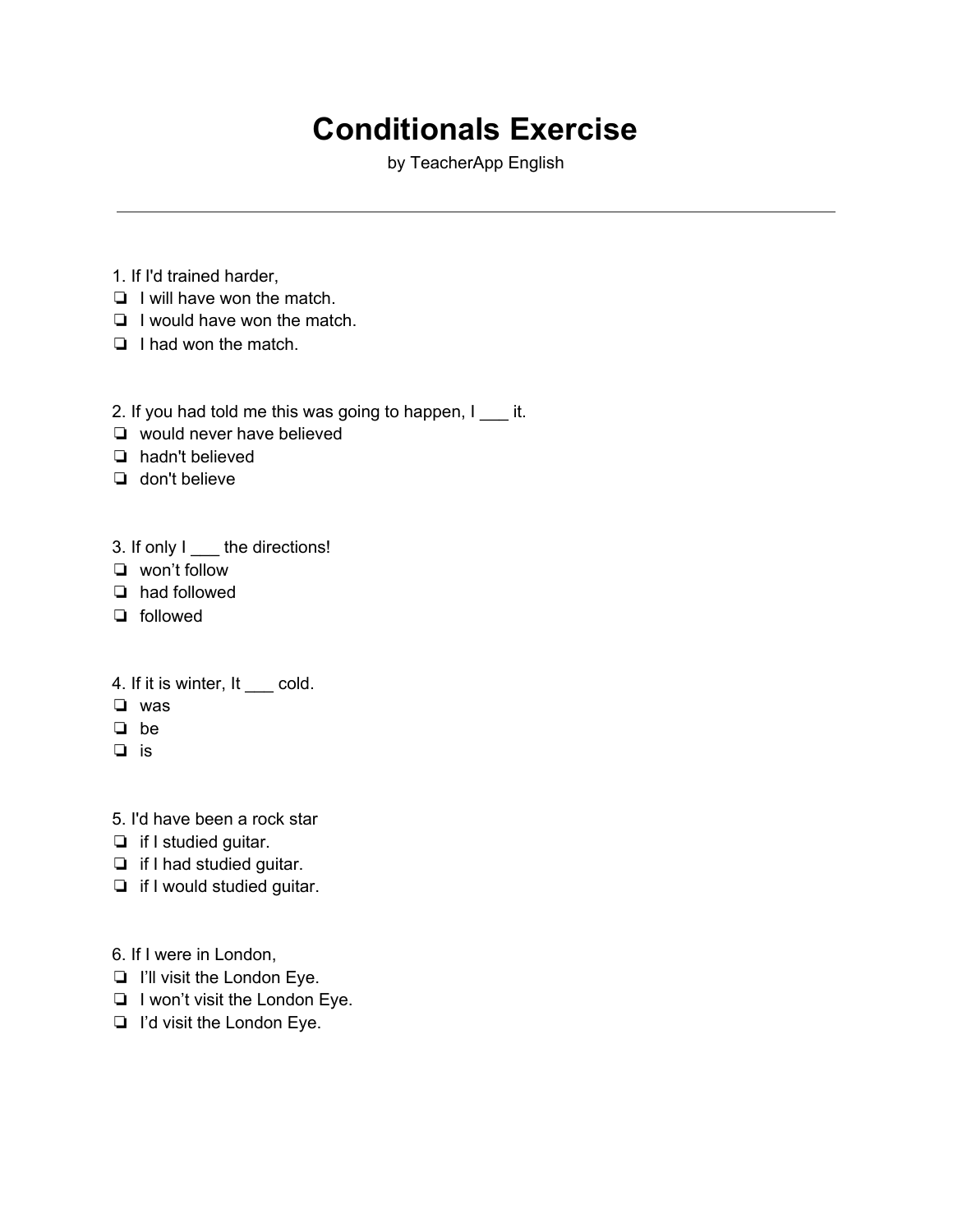# Conditionals Exercise

by TeacherApp English

---

1. If I'd trained harder,
- ❏ I will have won the match.
- ❏ I would have won the match.
- ❏ I had won the match.

2. If you had told me this was going to happen, I ___ it.
- ❏ would never have believed
- ❏ hadn't believed
- ❏ don't believe

3. If only I ___ the directions!
- ❏ won't follow
- ❏ had followed
- ❏ followed

4. If it is winter, It ___ cold.
- ❏ was
- ❏ be
- ❏ is

5. I'd have been a rock star
- ❏ if I studied guitar.
- ❏ if I had studied guitar.
- ❏ if I would studied guitar.

6. If I were in London,
- ❏ I'll visit the London Eye.
- ❏ I won't visit the London Eye.
- ❏ I'd visit the London Eye.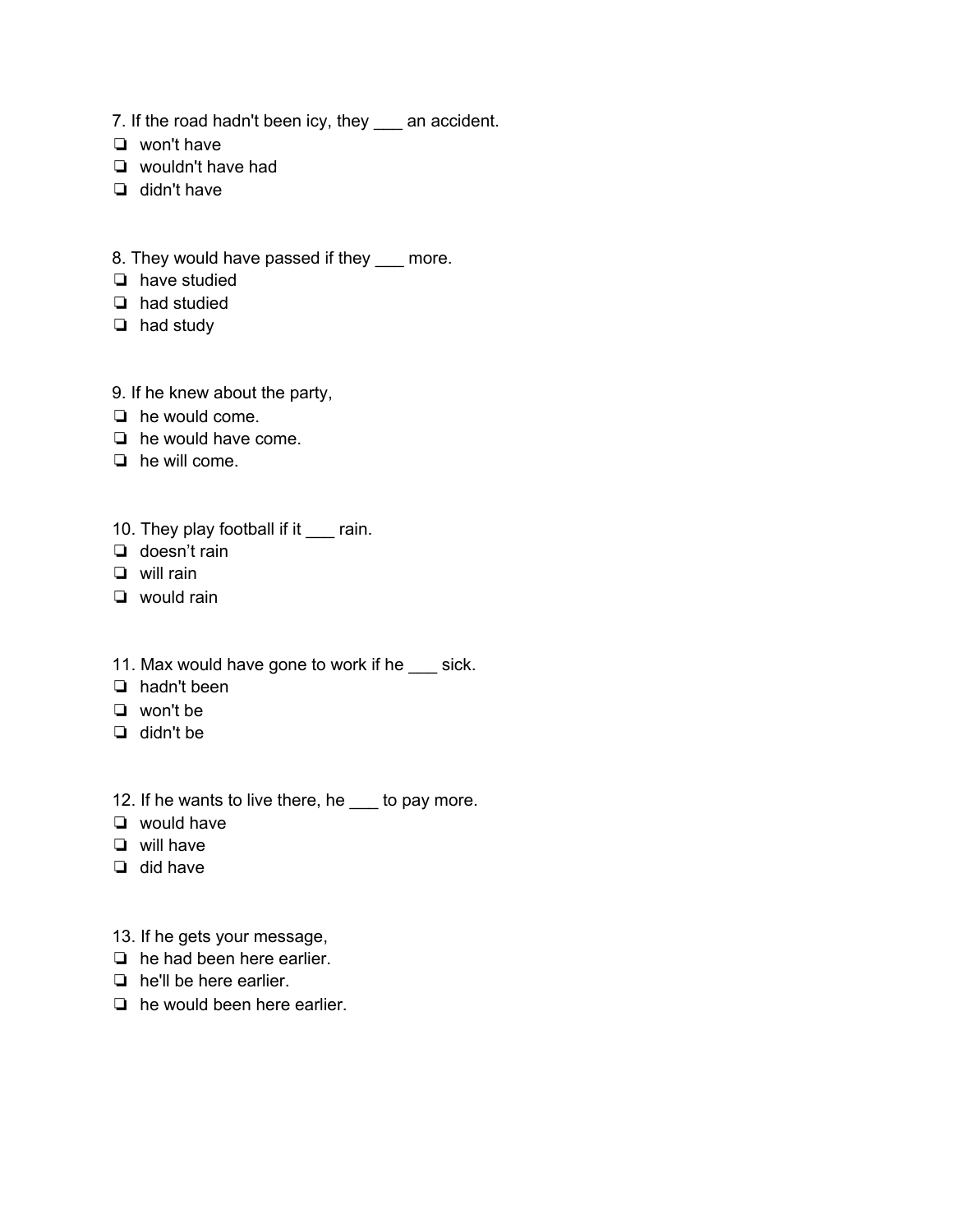7. If the road hadn't been icy, they ___ an accident.

- ❏ won't have
- ❏ wouldn't have had
- ❏ didn't have

8. They would have passed if they ___ more.

- ❏ have studied
- ❏ had studied
- ❏ had study

9. If he knew about the party,

- ❏ he would come.
- ❏ he would have come.
- ❏ he will come.

10. They play football if it ___ rain.

- ❏ doesn't rain
- ❏ will rain
- ❏ would rain

11. Max would have gone to work if he ___ sick.

- ❏ hadn't been
- ❏ won't be
- ❏ didn't be

12. If he wants to live there, he ___ to pay more.

- ❏ would have
- ❏ will have
- ❏ did have

13. If he gets your message,

- ❏ he had been here earlier.
- ❏ he'll be here earlier.
- ❏ he would been here earlier.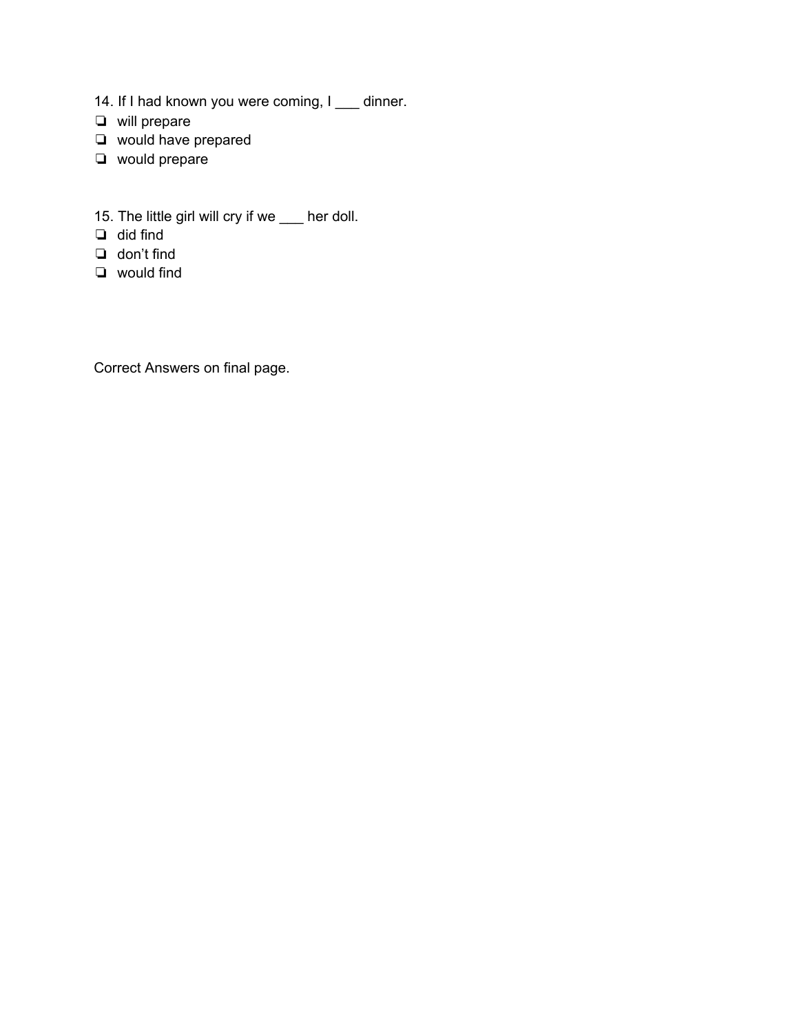14. If I had known you were coming, I ___ dinner.

- ❏ will prepare
- ❏ would have prepared
- ❏ would prepare

15. The little girl will cry if we ___ her doll.

- ❏ did find
- ❏ don’t find
- ❏ would find

Correct Answers on final page.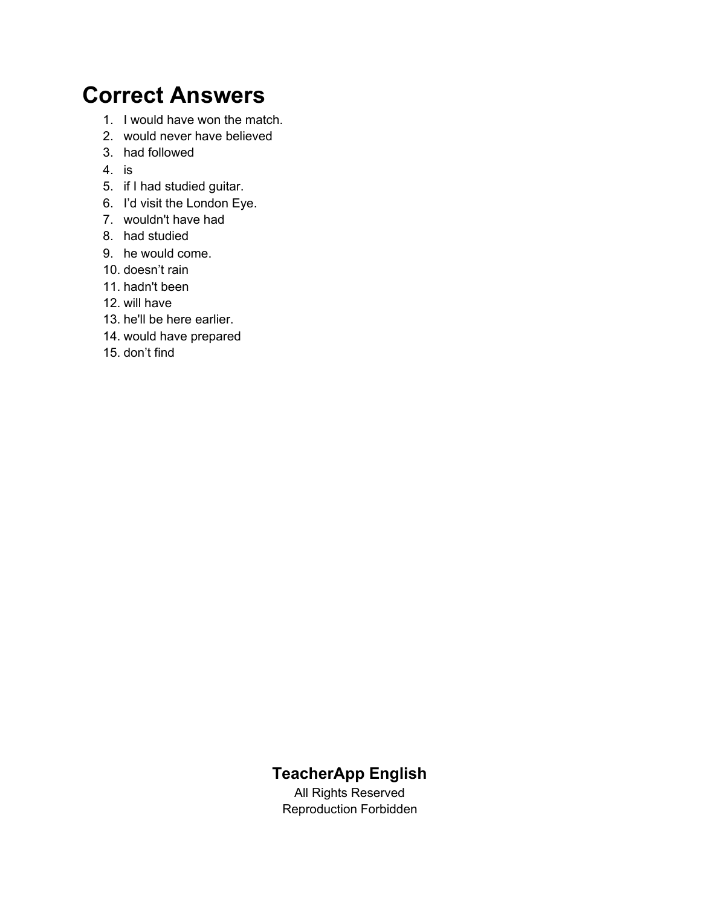# Correct Answers

1. I would have won the match.
2. would never have believed
3. had followed
4. is
5. if I had studied guitar.
6. I'd visit the London Eye.
7. wouldn't have had
8. had studied
9. he would come.
10. doesn't rain
11. hadn't been
12. will have
13. he'll be here earlier.
14. would have prepared
15. don't find

**TeacherApp English**

All Rights Reserved

Reproduction Forbidden